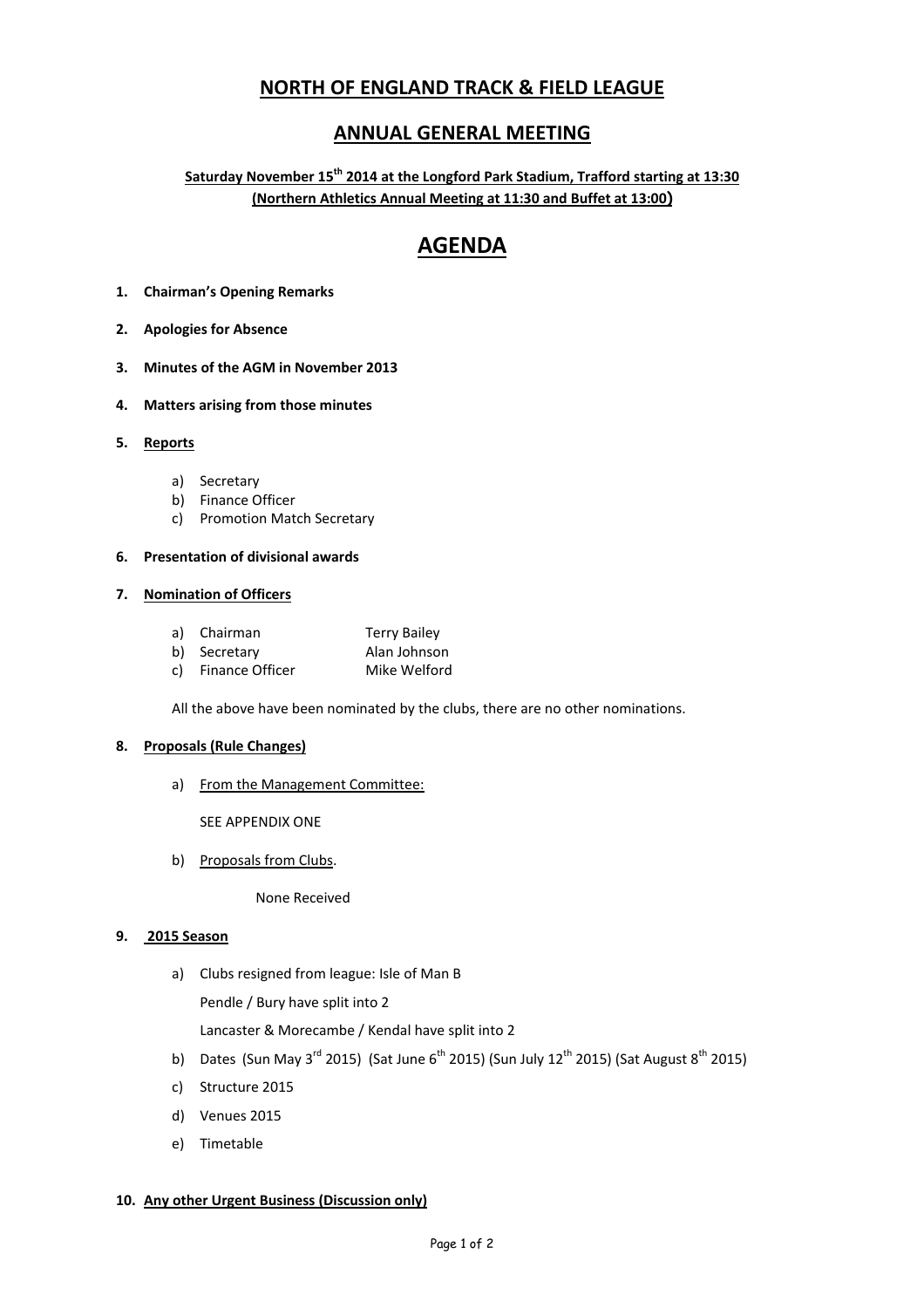# NORTH OF ENGLAND TRACK & FIELD LEAGUE

## ANNUAL GENERAL MEETING

**Saturday November 15th 2014 at the Longford Park Stadium, Trafford starting at 13:30**
**(Northern Athletics Annual Meeting at 11:30 and Buffet at 13:00)**

# AGENDA

1. **Chairman's Opening Remarks**

2. **Apologies for Absence**

3. **Minutes of the AGM in November 2013**

4. **Matters arising from those minutes**

5. **Reports**

   a) Secretary
   b) Finance Officer
   c) Promotion Match Secretary

6. **Presentation of divisional awards**

7. **Nomination of Officers**

   a) Chairman — Terry Bailey
   b) Secretary — Alan Johnson
   c) Finance Officer — Mike Welford

   All the above have been nominated by the clubs, there are no other nominations.

8. **Proposals (Rule Changes)**

   a) From the Management Committee:

      SEE APPENDIX ONE

   b) Proposals from Clubs.

      None Received

9. **2015 Season**

   a) Clubs resigned from league: Isle of Man B

      Pendle / Bury have split into 2

      Lancaster & Morecambe / Kendal have split into 2

   b) Dates (Sun May 3rd 2015) (Sat June 6th 2015) (Sun July 12th 2015) (Sat August 8th 2015)

   c) Structure 2015

   d) Venues 2015

   e) Timetable

10. **Any other Urgent Business (Discussion only)**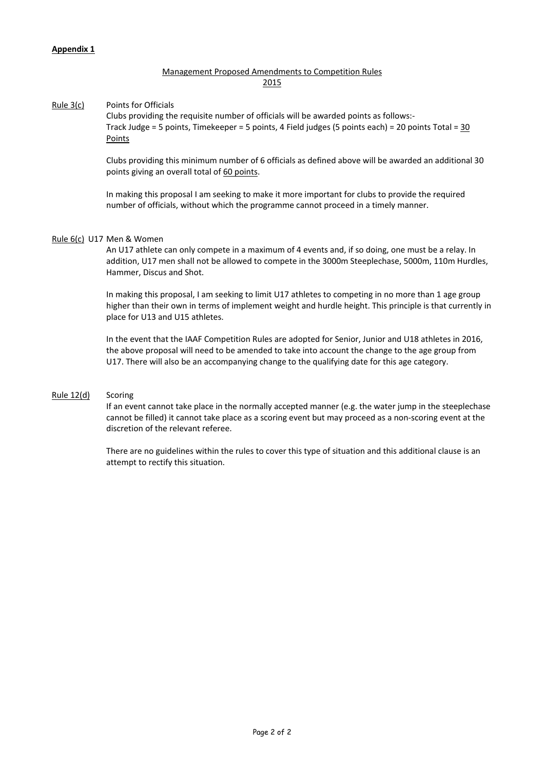**Appendix 1**

Management Proposed Amendments to Competition Rules
2015

Rule 3(c) Points for Officials

Clubs providing the requisite number of officials will be awarded points as follows:-
Track Judge = 5 points, Timekeeper = 5 points, 4 Field judges (5 points each) = 20 points Total = 30 Points

Clubs providing this minimum number of 6 officials as defined above will be awarded an additional 30 points giving an overall total of 60 points.

In making this proposal I am seeking to make it more important for clubs to provide the required number of officials, without which the programme cannot proceed in a timely manner.

Rule 6(c) U17 Men & Women

An U17 athlete can only compete in a maximum of 4 events and, if so doing, one must be a relay. In addition, U17 men shall not be allowed to compete in the 3000m Steeplechase, 5000m, 110m Hurdles, Hammer, Discus and Shot.

In making this proposal, I am seeking to limit U17 athletes to competing in no more than 1 age group higher than their own in terms of implement weight and hurdle height. This principle is that currently in place for U13 and U15 athletes.

In the event that the IAAF Competition Rules are adopted for Senior, Junior and U18 athletes in 2016, the above proposal will need to be amended to take into account the change to the age group from U17. There will also be an accompanying change to the qualifying date for this age category.

Rule 12(d) Scoring

If an event cannot take place in the normally accepted manner (e.g. the water jump in the steeplechase cannot be filled) it cannot take place as a scoring event but may proceed as a non-scoring event at the discretion of the relevant referee.

There are no guidelines within the rules to cover this type of situation and this additional clause is an attempt to rectify this situation.